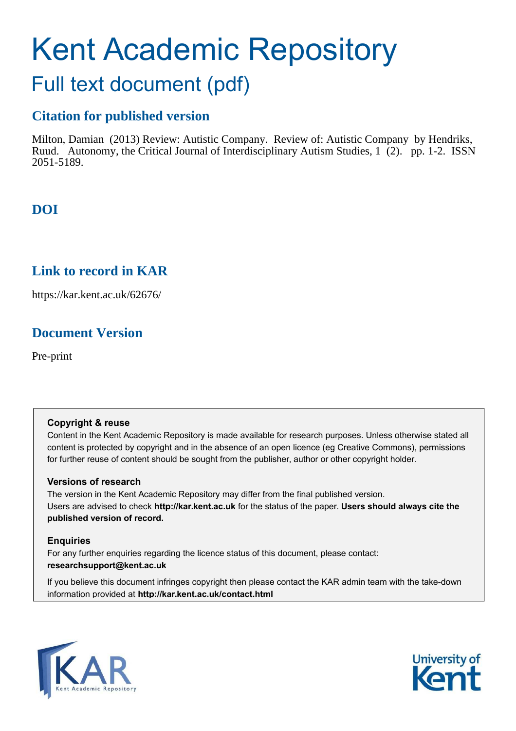# Kent Academic Repository

## Full text document (pdf)

### Citation for published version

Milton, Damian (2013) Review: Autistic Company. Review of: Autistic Company by Hendriks, Ruud. Autonomy, the Critical Journal of Interdisciplinary Autism Studies, 1 (2). pp. 1-2. ISSN 2051-5189.

### DOI

### Link to record in KAR

https://kar.kent.ac.uk/62676/

### Document Version

Pre-print

**Copyright & reuse**

Content in the Kent Academic Repository is made available for research purposes. Unless otherwise stated all content is protected by copyright and in the absence of an open licence (eg Creative Commons), permissions for further reuse of content should be sought from the publisher, author or other copyright holder.

**Versions of research**

The version in the Kent Academic Repository may differ from the final published version.
Users are advised to check **http://kar.kent.ac.uk** for the status of the paper. **Users should always cite the published version of record.**

**Enquiries**

For any further enquiries regarding the licence status of this document, please contact:
**researchsupport@kent.ac.uk**

If you believe this document infringes copyright then please contact the KAR admin team with the take-down information provided at **http://kar.kent.ac.uk/contact.html**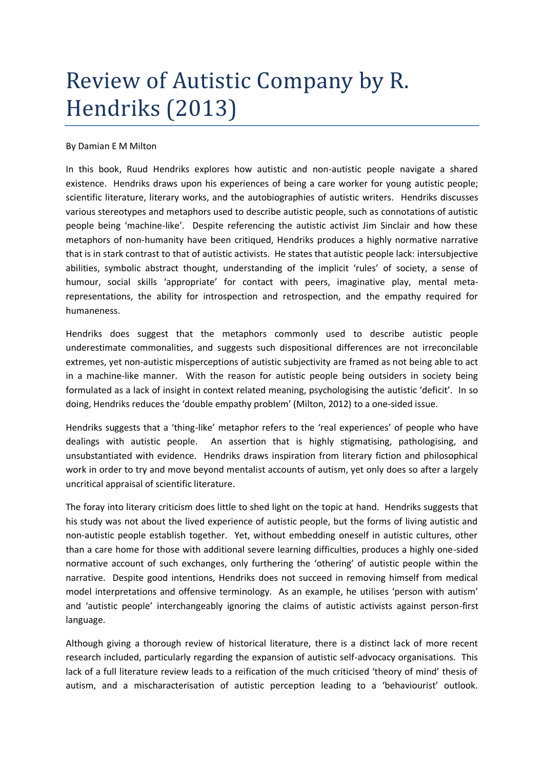# Review of Autistic Company by R. Hendriks (2013)

By Damian E M Milton

In this book, Ruud Hendriks explores how autistic and non-autistic people navigate a shared existence. Hendriks draws upon his experiences of being a care worker for young autistic people; scientific literature, literary works, and the autobiographies of autistic writers. Hendriks discusses various stereotypes and metaphors used to describe autistic people, such as connotations of autistic people being 'machine-like'. Despite referencing the autistic activist Jim Sinclair and how these metaphors of non-humanity have been critiqued, Hendriks produces a highly normative narrative that is in stark contrast to that of autistic activists. He states that autistic people lack: intersubjective abilities, symbolic abstract thought, understanding of the implicit 'rules' of society, a sense of humour, social skills 'appropriate' for contact with peers, imaginative play, mental meta-representations, the ability for introspection and retrospection, and the empathy required for humaneness.

Hendriks does suggest that the metaphors commonly used to describe autistic people underestimate commonalities, and suggests such dispositional differences are not irreconcilable extremes, yet non-autistic misperceptions of autistic subjectivity are framed as not being able to act in a machine-like manner. With the reason for autistic people being outsiders in society being formulated as a lack of insight in context related meaning, psychologising the autistic 'deficit'. In so doing, Hendriks reduces the 'double empathy problem' (Milton, 2012) to a one-sided issue.

Hendriks suggests that a 'thing-like' metaphor refers to the 'real experiences' of people who have dealings with autistic people. An assertion that is highly stigmatising, pathologising, and unsubstantiated with evidence. Hendriks draws inspiration from literary fiction and philosophical work in order to try and move beyond mentalist accounts of autism, yet only does so after a largely uncritical appraisal of scientific literature.

The foray into literary criticism does little to shed light on the topic at hand. Hendriks suggests that his study was not about the lived experience of autistic people, but the forms of living autistic and non-autistic people establish together. Yet, without embedding oneself in autistic cultures, other than a care home for those with additional severe learning difficulties, produces a highly one-sided normative account of such exchanges, only furthering the 'othering' of autistic people within the narrative. Despite good intentions, Hendriks does not succeed in removing himself from medical model interpretations and offensive terminology. As an example, he utilises 'person with autism' and 'autistic people' interchangeably ignoring the claims of autistic activists against person-first language.

Although giving a thorough review of historical literature, there is a distinct lack of more recent research included, particularly regarding the expansion of autistic self-advocacy organisations. This lack of a full literature review leads to a reification of the much criticised 'theory of mind' thesis of autism, and a mischaracterisation of autistic perception leading to a 'behaviourist' outlook.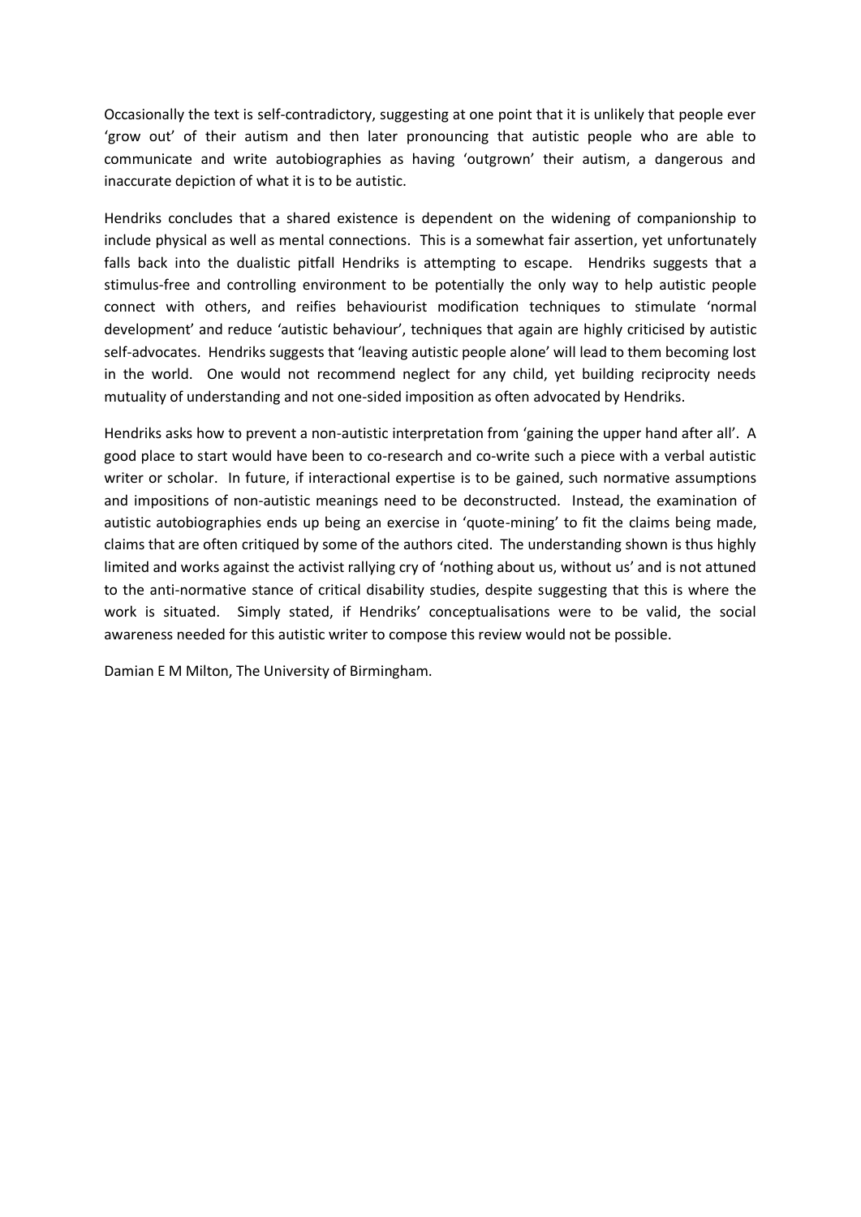Occasionally the text is self-contradictory, suggesting at one point that it is unlikely that people ever 'grow out' of their autism and then later pronouncing that autistic people who are able to communicate and write autobiographies as having 'outgrown' their autism, a dangerous and inaccurate depiction of what it is to be autistic.

Hendriks concludes that a shared existence is dependent on the widening of companionship to include physical as well as mental connections. This is a somewhat fair assertion, yet unfortunately falls back into the dualistic pitfall Hendriks is attempting to escape. Hendriks suggests that a stimulus-free and controlling environment to be potentially the only way to help autistic people connect with others, and reifies behaviourist modification techniques to stimulate 'normal development' and reduce 'autistic behaviour', techniques that again are highly criticised by autistic self-advocates. Hendriks suggests that 'leaving autistic people alone' will lead to them becoming lost in the world. One would not recommend neglect for any child, yet building reciprocity needs mutuality of understanding and not one-sided imposition as often advocated by Hendriks.

Hendriks asks how to prevent a non-autistic interpretation from 'gaining the upper hand after all'. A good place to start would have been to co-research and co-write such a piece with a verbal autistic writer or scholar. In future, if interactional expertise is to be gained, such normative assumptions and impositions of non-autistic meanings need to be deconstructed. Instead, the examination of autistic autobiographies ends up being an exercise in 'quote-mining' to fit the claims being made, claims that are often critiqued by some of the authors cited. The understanding shown is thus highly limited and works against the activist rallying cry of 'nothing about us, without us' and is not attuned to the anti-normative stance of critical disability studies, despite suggesting that this is where the work is situated. Simply stated, if Hendriks' conceptualisations were to be valid, the social awareness needed for this autistic writer to compose this review would not be possible.

Damian E M Milton, The University of Birmingham.